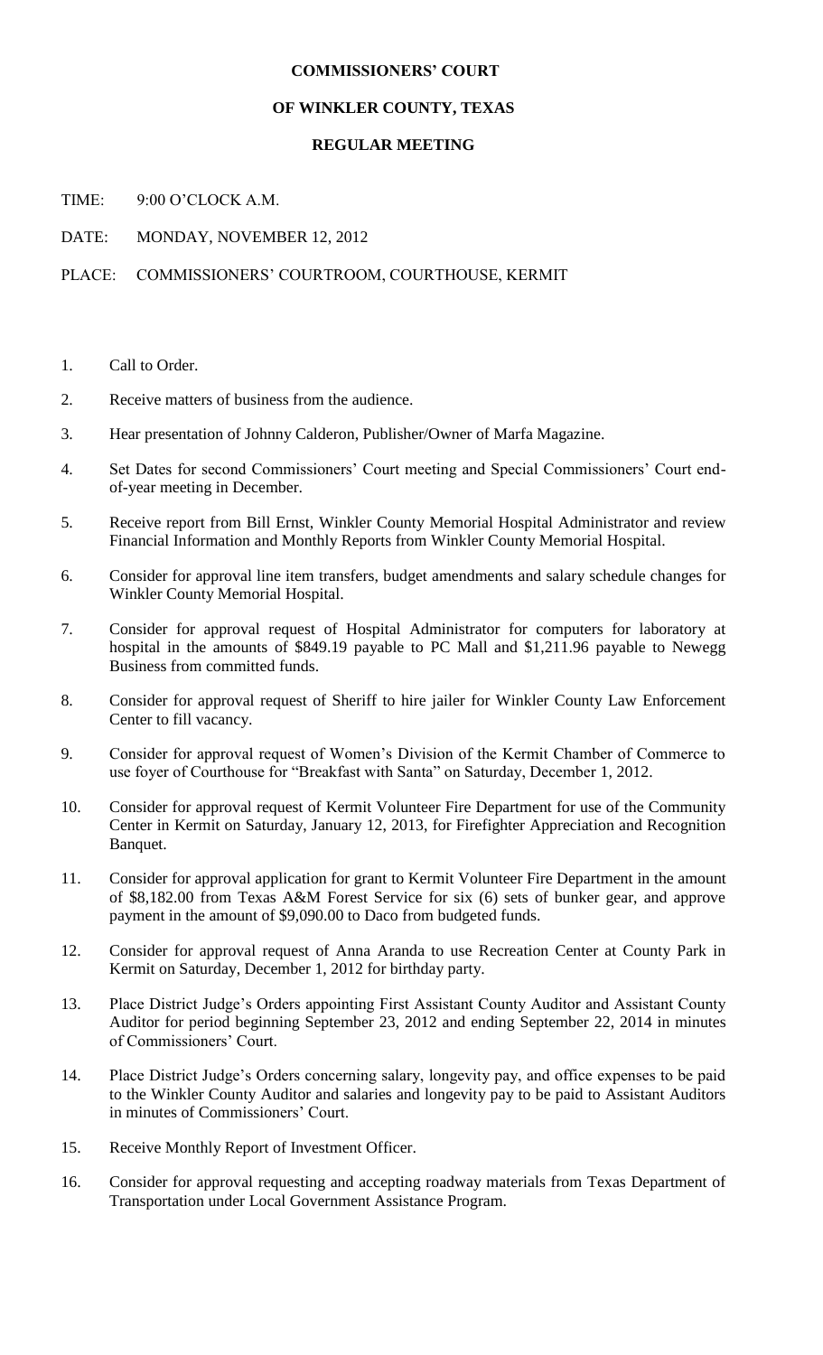# COMMISSIONERS' COURT

## OF WINKLER COUNTY, TEXAS

### REGULAR MEETING

TIME: 9:00 O'CLOCK A.M.

DATE: MONDAY, NOVEMBER 12, 2012

PLACE: COMMISSIONERS' COURTROOM, COURTHOUSE, KERMIT

1. Call to Order.

2. Receive matters of business from the audience.

3. Hear presentation of Johnny Calderon, Publisher/Owner of Marfa Magazine.

4. Set Dates for second Commissioners' Court meeting and Special Commissioners' Court end-of-year meeting in December.

5. Receive report from Bill Ernst, Winkler County Memorial Hospital Administrator and review Financial Information and Monthly Reports from Winkler County Memorial Hospital.

6. Consider for approval line item transfers, budget amendments and salary schedule changes for Winkler County Memorial Hospital.

7. Consider for approval request of Hospital Administrator for computers for laboratory at hospital in the amounts of $849.19 payable to PC Mall and $1,211.96 payable to Newegg Business from committed funds.

8. Consider for approval request of Sheriff to hire jailer for Winkler County Law Enforcement Center to fill vacancy.

9. Consider for approval request of Women's Division of the Kermit Chamber of Commerce to use foyer of Courthouse for "Breakfast with Santa" on Saturday, December 1, 2012.

10. Consider for approval request of Kermit Volunteer Fire Department for use of the Community Center in Kermit on Saturday, January 12, 2013, for Firefighter Appreciation and Recognition Banquet.

11. Consider for approval application for grant to Kermit Volunteer Fire Department in the amount of $8,182.00 from Texas A&M Forest Service for six (6) sets of bunker gear, and approve payment in the amount of $9,090.00 to Daco from budgeted funds.

12. Consider for approval request of Anna Aranda to use Recreation Center at County Park in Kermit on Saturday, December 1, 2012 for birthday party.

13. Place District Judge's Orders appointing First Assistant County Auditor and Assistant County Auditor for period beginning September 23, 2012 and ending September 22, 2014 in minutes of Commissioners' Court.

14. Place District Judge's Orders concerning salary, longevity pay, and office expenses to be paid to the Winkler County Auditor and salaries and longevity pay to be paid to Assistant Auditors in minutes of Commissioners' Court.

15. Receive Monthly Report of Investment Officer.

16. Consider for approval requesting and accepting roadway materials from Texas Department of Transportation under Local Government Assistance Program.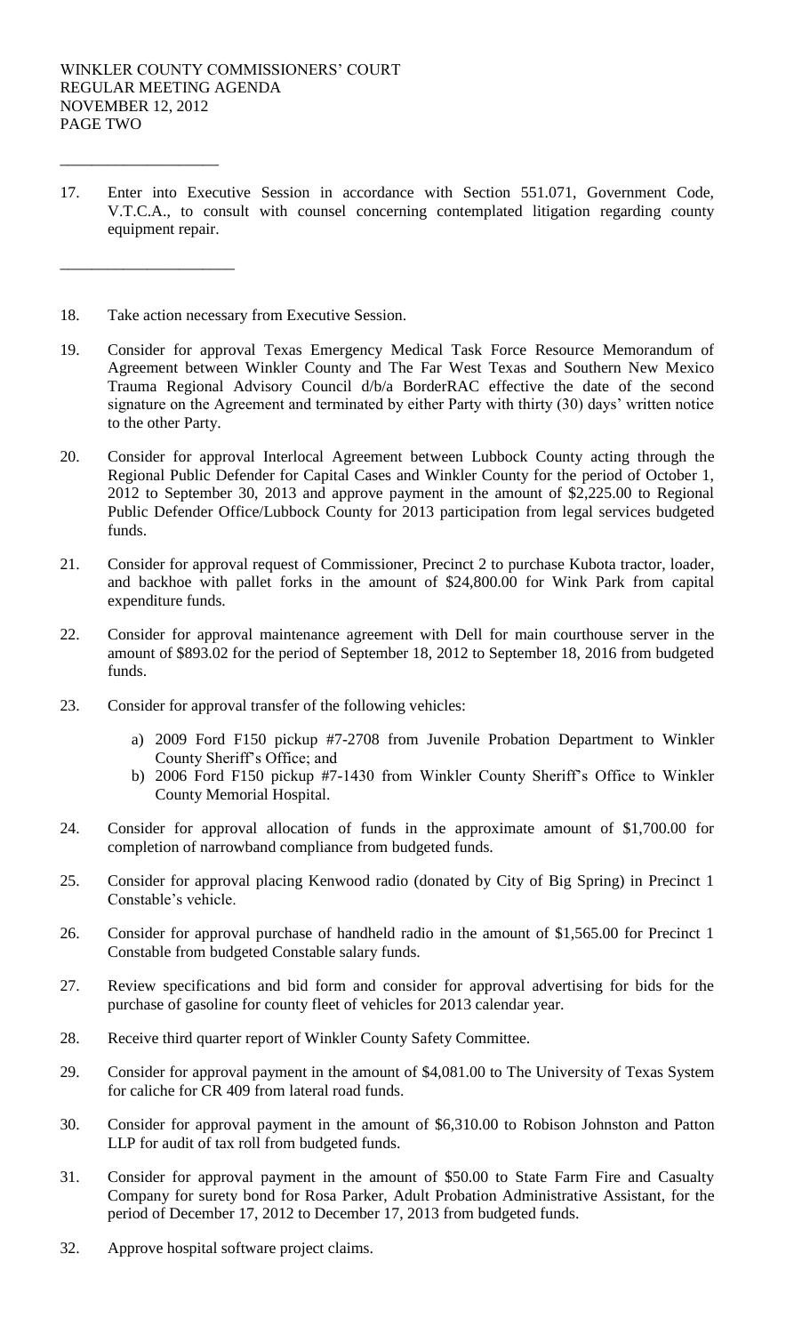WINKLER COUNTY COMMISSIONERS' COURT
REGULAR MEETING AGENDA
NOVEMBER 12, 2012
PAGE TWO

\_\_\_\_\_\_\_\_\_\_\_\_\_\_\_\_\_\_\_\_

17. Enter into Executive Session in accordance with Section 551.071, Government Code, V.T.C.A., to consult with counsel concerning contemplated litigation regarding county equipment repair.

\_\_\_\_\_\_\_\_\_\_\_\_\_\_\_\_\_\_\_\_\_\_

18. Take action necessary from Executive Session.

19. Consider for approval Texas Emergency Medical Task Force Resource Memorandum of Agreement between Winkler County and The Far West Texas and Southern New Mexico Trauma Regional Advisory Council d/b/a BorderRAC effective the date of the second signature on the Agreement and terminated by either Party with thirty (30) days' written notice to the other Party.

20. Consider for approval Interlocal Agreement between Lubbock County acting through the Regional Public Defender for Capital Cases and Winkler County for the period of October 1, 2012 to September 30, 2013 and approve payment in the amount of $2,225.00 to Regional Public Defender Office/Lubbock County for 2013 participation from legal services budgeted funds.

21. Consider for approval request of Commissioner, Precinct 2 to purchase Kubota tractor, loader, and backhoe with pallet forks in the amount of $24,800.00 for Wink Park from capital expenditure funds.

22. Consider for approval maintenance agreement with Dell for main courthouse server in the amount of $893.02 for the period of September 18, 2012 to September 18, 2016 from budgeted funds.

23. Consider for approval transfer of the following vehicles:

    a) 2009 Ford F150 pickup #7-2708 from Juvenile Probation Department to Winkler County Sheriff's Office; and
    b) 2006 Ford F150 pickup #7-1430 from Winkler County Sheriff's Office to Winkler County Memorial Hospital.

24. Consider for approval allocation of funds in the approximate amount of $1,700.00 for completion of narrowband compliance from budgeted funds.

25. Consider for approval placing Kenwood radio (donated by City of Big Spring) in Precinct 1 Constable's vehicle.

26. Consider for approval purchase of handheld radio in the amount of $1,565.00 for Precinct 1 Constable from budgeted Constable salary funds.

27. Review specifications and bid form and consider for approval advertising for bids for the purchase of gasoline for county fleet of vehicles for 2013 calendar year.

28. Receive third quarter report of Winkler County Safety Committee.

29. Consider for approval payment in the amount of $4,081.00 to The University of Texas System for caliche for CR 409 from lateral road funds.

30. Consider for approval payment in the amount of $6,310.00 to Robison Johnston and Patton LLP for audit of tax roll from budgeted funds.

31. Consider for approval payment in the amount of $50.00 to State Farm Fire and Casualty Company for surety bond for Rosa Parker, Adult Probation Administrative Assistant, for the period of December 17, 2012 to December 17, 2013 from budgeted funds.

32. Approve hospital software project claims.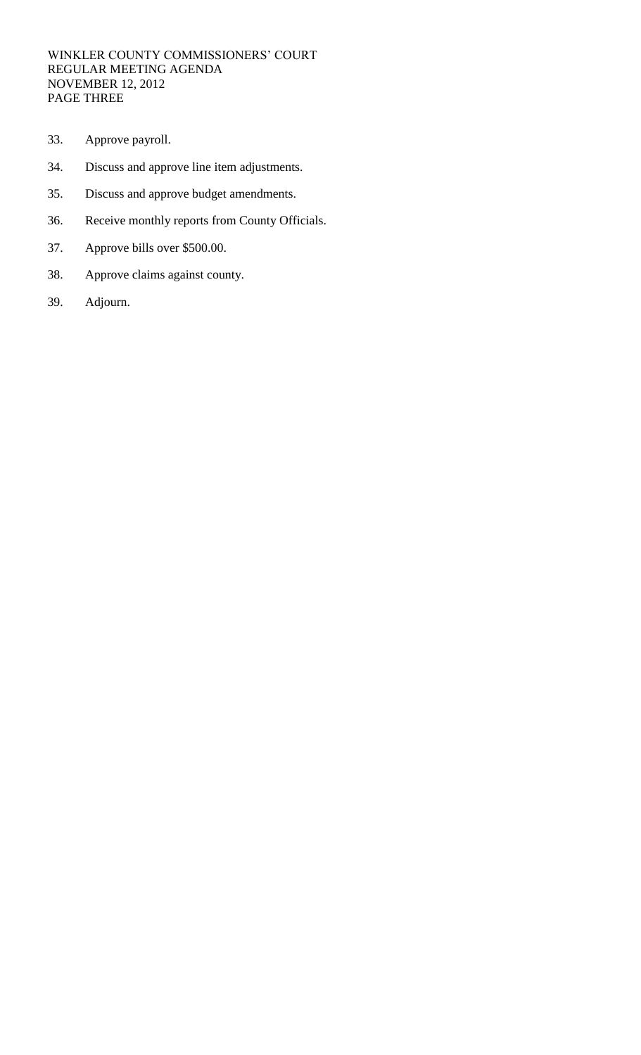33. Approve payroll.
34. Discuss and approve line item adjustments.
35. Discuss and approve budget amendments.
36. Receive monthly reports from County Officials.
37. Approve bills over $500.00.
38. Approve claims against county.
39. Adjourn.